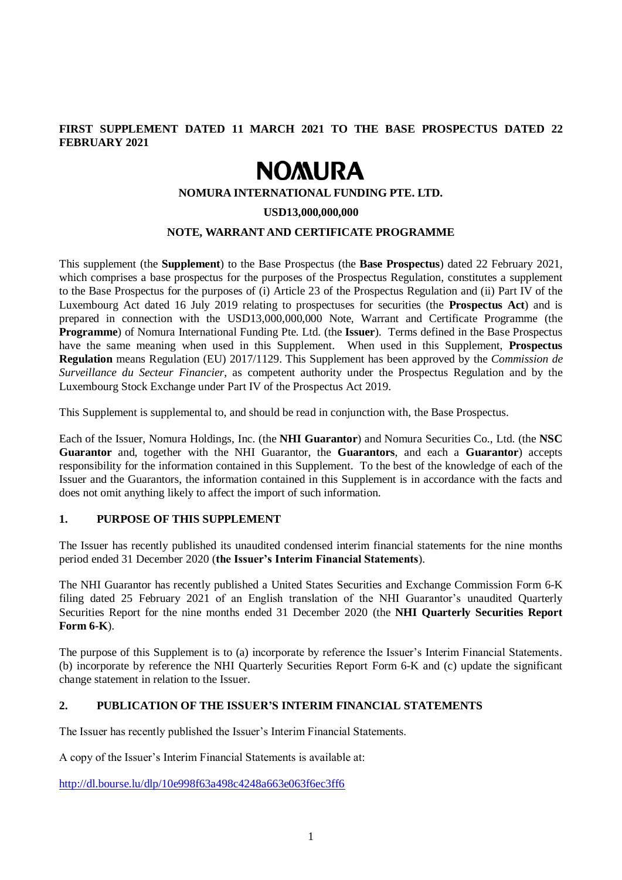**FIRST SUPPLEMENT DATED 11 MARCH 2021 TO THE BASE PROSPECTUS DATED 22 FEBRUARY 2021**

# NOMURA

**NOMURA INTERNATIONAL FUNDING PTE. LTD.**

**USD13,000,000,000**

**NOTE, WARRANT AND CERTIFICATE PROGRAMME**

This supplement (the **Supplement**) to the Base Prospectus (the **Base Prospectus**) dated 22 February 2021, which comprises a base prospectus for the purposes of the Prospectus Regulation, constitutes a supplement to the Base Prospectus for the purposes of (i) Article 23 of the Prospectus Regulation and (ii) Part IV of the Luxembourg Act dated 16 July 2019 relating to prospectuses for securities (the **Prospectus Act**) and is prepared in connection with the USD13,000,000,000 Note, Warrant and Certificate Programme (the **Programme**) of Nomura International Funding Pte. Ltd. (the **Issuer**). Terms defined in the Base Prospectus have the same meaning when used in this Supplement. When used in this Supplement, **Prospectus Regulation** means Regulation (EU) 2017/1129. This Supplement has been approved by the *Commission de Surveillance du Secteur Financier*, as competent authority under the Prospectus Regulation and by the Luxembourg Stock Exchange under Part IV of the Prospectus Act 2019.

This Supplement is supplemental to, and should be read in conjunction with, the Base Prospectus.

Each of the Issuer, Nomura Holdings, Inc. (the **NHI Guarantor**) and Nomura Securities Co., Ltd. (the **NSC Guarantor** and, together with the NHI Guarantor, the **Guarantors**, and each a **Guarantor**) accepts responsibility for the information contained in this Supplement. To the best of the knowledge of each of the Issuer and the Guarantors, the information contained in this Supplement is in accordance with the facts and does not omit anything likely to affect the import of such information.

## 1. PURPOSE OF THIS SUPPLEMENT

The Issuer has recently published its unaudited condensed interim financial statements for the nine months period ended 31 December 2020 (**the Issuer's Interim Financial Statements**).

The NHI Guarantor has recently published a United States Securities and Exchange Commission Form 6-K filing dated 25 February 2021 of an English translation of the NHI Guarantor's unaudited Quarterly Securities Report for the nine months ended 31 December 2020 (the **NHI Quarterly Securities Report Form 6-K**).

The purpose of this Supplement is to (a) incorporate by reference the Issuer's Interim Financial Statements. (b) incorporate by reference the NHI Quarterly Securities Report Form 6-K and (c) update the significant change statement in relation to the Issuer.

## 2. PUBLICATION OF THE ISSUER'S INTERIM FINANCIAL STATEMENTS

The Issuer has recently published the Issuer's Interim Financial Statements.

A copy of the Issuer's Interim Financial Statements is available at:

http://dl.bourse.lu/dlp/10e998f63a498c4248a663e063f6ec3ff6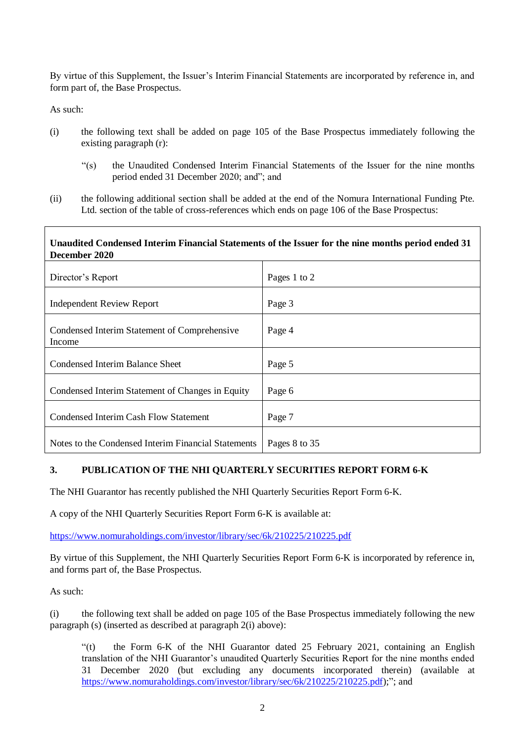By virtue of this Supplement, the Issuer's Interim Financial Statements are incorporated by reference in, and form part of, the Base Prospectus.

As such:

(i) the following text shall be added on page 105 of the Base Prospectus immediately following the existing paragraph (r):

> "(s) the Unaudited Condensed Interim Financial Statements of the Issuer for the nine months period ended 31 December 2020; and"; and

(ii) the following additional section shall be added at the end of the Nomura International Funding Pte. Ltd. section of the table of cross-references which ends on page 106 of the Base Prospectus:

| **Unaudited Condensed Interim Financial Statements of the Issuer for the nine months period ended 31 December 2020** | |
|---|---|
| Director's Report | Pages 1 to 2 |
| Independent Review Report | Page 3 |
| Condensed Interim Statement of Comprehensive Income | Page 4 |
| Condensed Interim Balance Sheet | Page 5 |
| Condensed Interim Statement of Changes in Equity | Page 6 |
| Condensed Interim Cash Flow Statement | Page 7 |
| Notes to the Condensed Interim Financial Statements | Pages 8 to 35 |

## 3. PUBLICATION OF THE NHI QUARTERLY SECURITIES REPORT FORM 6-K

The NHI Guarantor has recently published the NHI Quarterly Securities Report Form 6-K.

A copy of the NHI Quarterly Securities Report Form 6-K is available at:

https://www.nomuraholdings.com/investor/library/sec/6k/210225/210225.pdf

By virtue of this Supplement, the NHI Quarterly Securities Report Form 6-K is incorporated by reference in, and forms part of, the Base Prospectus.

As such:

(i) the following text shall be added on page 105 of the Base Prospectus immediately following the new paragraph (s) (inserted as described at paragraph 2(i) above):

> "(t) the Form 6-K of the NHI Guarantor dated 25 February 2021, containing an English translation of the NHI Guarantor's unaudited Quarterly Securities Report for the nine months ended 31 December 2020 (but excluding any documents incorporated therein) (available at https://www.nomuraholdings.com/investor/library/sec/6k/210225/210225.pdf);"; and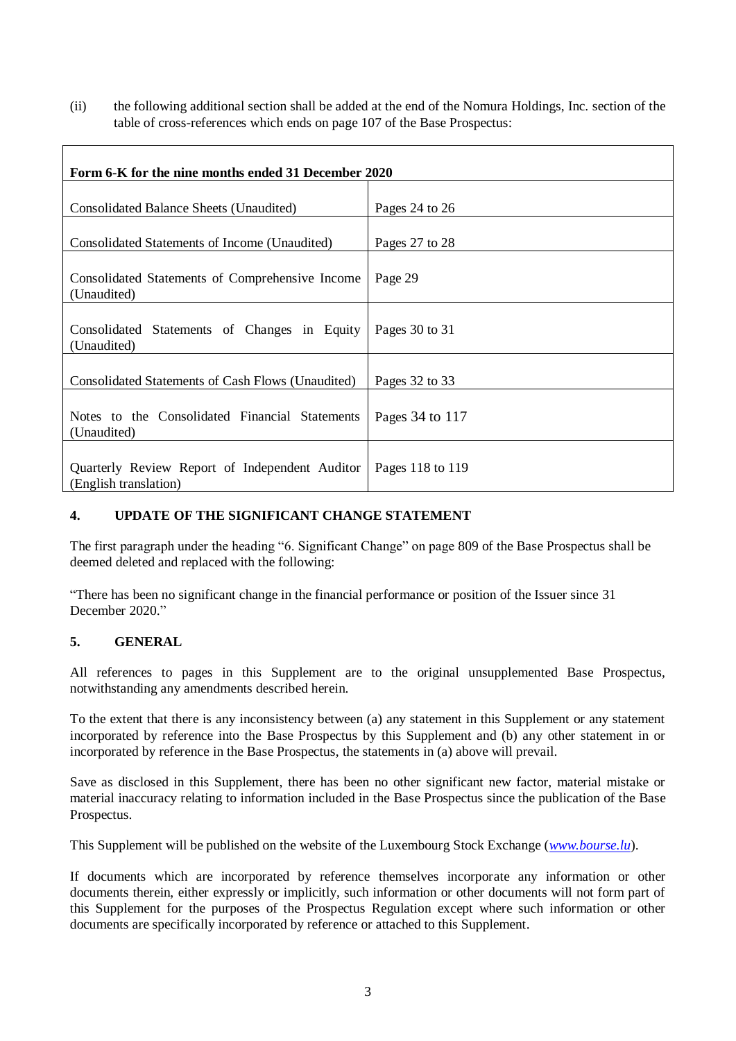(ii) the following additional section shall be added at the end of the Nomura Holdings, Inc. section of the table of cross-references which ends on page 107 of the Base Prospectus:

| **Form 6-K for the nine months ended 31 December 2020** | |
|---|---|
| Consolidated Balance Sheets (Unaudited) | Pages 24 to 26 |
| Consolidated Statements of Income (Unaudited) | Pages 27 to 28 |
| Consolidated Statements of Comprehensive Income (Unaudited) | Page 29 |
| Consolidated Statements of Changes in Equity (Unaudited) | Pages 30 to 31 |
| Consolidated Statements of Cash Flows (Unaudited) | Pages 32 to 33 |
| Notes to the Consolidated Financial Statements (Unaudited) | Pages 34 to 117 |
| Quarterly Review Report of Independent Auditor (English translation) | Pages 118 to 119 |

## 4. UPDATE OF THE SIGNIFICANT CHANGE STATEMENT

The first paragraph under the heading "6. Significant Change" on page 809 of the Base Prospectus shall be deemed deleted and replaced with the following:

"There has been no significant change in the financial performance or position of the Issuer since 31 December 2020."

## 5. GENERAL

All references to pages in this Supplement are to the original unsupplemented Base Prospectus, notwithstanding any amendments described herein.

To the extent that there is any inconsistency between (a) any statement in this Supplement or any statement incorporated by reference into the Base Prospectus by this Supplement and (b) any other statement in or incorporated by reference in the Base Prospectus, the statements in (a) above will prevail.

Save as disclosed in this Supplement, there has been no other significant new factor, material mistake or material inaccuracy relating to information included in the Base Prospectus since the publication of the Base Prospectus.

This Supplement will be published on the website of the Luxembourg Stock Exchange (*www.bourse.lu*).

If documents which are incorporated by reference themselves incorporate any information or other documents therein, either expressly or implicitly, such information or other documents will not form part of this Supplement for the purposes of the Prospectus Regulation except where such information or other documents are specifically incorporated by reference or attached to this Supplement.